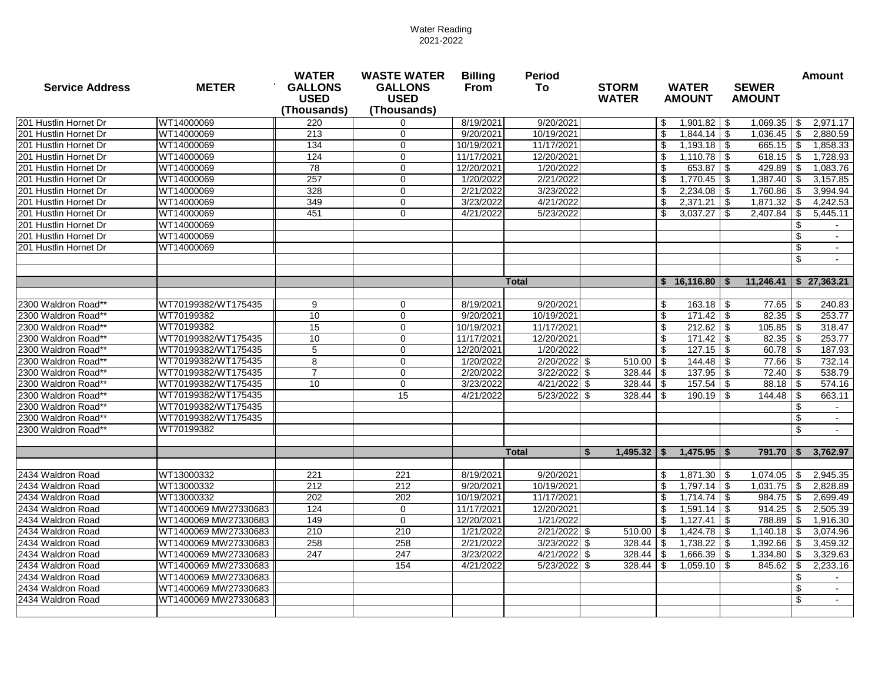Water Reading
2021-2022

| Service Address | METER | WATER GALLONS USED (Thousands) | WASTE WATER GALLONS USED (Thousands) | Billing From | Period To | STORM WATER | WATER AMOUNT | SEWER AMOUNT | Amount |
|---|---|---|---|---|---|---|---|---|---|
| 201 Hustlin Hornet Dr | WT14000069 | 220 | 0 | 8/19/2021 | 9/20/2021 | | $ 1,901.82 | $ 1,069.35 | $ 2,971.17 |
| 201 Hustlin Hornet Dr | WT14000069 | 213 | 0 | 9/20/2021 | 10/19/2021 | | $ 1,844.14 | $ 1,036.45 | $ 2,880.59 |
| 201 Hustlin Hornet Dr | WT14000069 | 134 | 0 | 10/19/2021 | 11/17/2021 | | $ 1,193.18 | $ 665.15 | $ 1,858.33 |
| 201 Hustlin Hornet Dr | WT14000069 | 124 | 0 | 11/17/2021 | 12/20/2021 | | $ 1,110.78 | $ 618.15 | $ 1,728.93 |
| 201 Hustlin Hornet Dr | WT14000069 | 78 | 0 | 12/20/2021 | 1/20/2022 | | $ 653.87 | $ 429.89 | $ 1,083.76 |
| 201 Hustlin Hornet Dr | WT14000069 | 257 | 0 | 1/20/2022 | 2/21/2022 | | $ 1,770.45 | $ 1,387.40 | $ 3,157.85 |
| 201 Hustlin Hornet Dr | WT14000069 | 328 | 0 | 2/21/2022 | 3/23/2022 | | $ 2,234.08 | $ 1,760.86 | $ 3,994.94 |
| 201 Hustlin Hornet Dr | WT14000069 | 349 | 0 | 3/23/2022 | 4/21/2022 | | $ 2,371.21 | $ 1,871.32 | $ 4,242.53 |
| 201 Hustlin Hornet Dr | WT14000069 | 451 | 0 | 4/21/2022 | 5/23/2022 | | $ 3,037.27 | $ 2,407.84 | $ 5,445.11 |
| 201 Hustlin Hornet Dr | WT14000069 | | | | | | | | $ - |
| 201 Hustlin Hornet Dr | WT14000069 | | | | | | | | $ - |
| 201 Hustlin Hornet Dr | WT14000069 | | | | | | | | $ - |
| | | | | | | | | | $ - |
| | | | | | | | | | |
| | | | | | **Total** | | **$ 16,116.80** | **$ 11,246.41** | **$ 27,363.21** |
| | | | | | | | | | |
| 2300 Waldron Road** | WT70199382/WT175435 | 9 | 0 | 8/19/2021 | 9/20/2021 | | $ 163.18 | $ 77.65 | $ 240.83 |
| 2300 Waldron Road** | WT70199382 | 10 | 0 | 9/20/2021 | 10/19/2021 | | $ 171.42 | $ 82.35 | $ 253.77 |
| 2300 Waldron Road** | WT70199382 | 15 | 0 | 10/19/2021 | 11/17/2021 | | $ 212.62 | $ 105.85 | $ 318.47 |
| 2300 Waldron Road** | WT70199382/WT175435 | 10 | 0 | 11/17/2021 | 12/20/2021 | | $ 171.42 | $ 82.35 | $ 253.77 |
| 2300 Waldron Road** | WT70199382/WT175435 | 5 | 0 | 12/20/2021 | 1/20/2022 | | $ 127.15 | $ 60.78 | $ 187.93 |
| 2300 Waldron Road** | WT70199382/WT175435 | 8 | 0 | 1/20/2022 | 2/20/2022 | $ 510.00 | $ 144.48 | $ 77.66 | $ 732.14 |
| 2300 Waldron Road** | WT70199382/WT175435 | 7 | 0 | 2/20/2022 | 3/22/2022 | $ 328.44 | $ 137.95 | $ 72.40 | $ 538.79 |
| 2300 Waldron Road** | WT70199382/WT175435 | 10 | 0 | 3/23/2022 | 4/21/2022 | $ 328.44 | $ 157.54 | $ 88.18 | $ 574.16 |
| 2300 Waldron Road** | WT70199382/WT175435 | | 15 | 4/21/2022 | 5/23/2022 | $ 328.44 | $ 190.19 | $ 144.48 | $ 663.11 |
| 2300 Waldron Road** | WT70199382/WT175435 | | | | | | | | $ - |
| 2300 Waldron Road** | WT70199382/WT175435 | | | | | | | | $ - |
| 2300 Waldron Road** | WT70199382 | | | | | | | | $ - |
| | | | | | | | | | |
| | | | | | **Total** | **$ 1,495.32** | **$ 1,475.95** | **$ 791.70** | **$ 3,762.97** |
| | | | | | | | | | |
| 2434 Waldron Road | WT13000332 | 221 | 221 | 8/19/2021 | 9/20/2021 | | $ 1,871.30 | $ 1,074.05 | $ 2,945.35 |
| 2434 Waldron Road | WT13000332 | 212 | 212 | 9/20/2021 | 10/19/2021 | | $ 1,797.14 | $ 1,031.75 | $ 2,828.89 |
| 2434 Waldron Road | WT13000332 | 202 | 202 | 10/19/2021 | 11/17/2021 | | $ 1,714.74 | $ 984.75 | $ 2,699.49 |
| 2434 Waldron Road | WT1400069 MW27330683 | 124 | 0 | 11/17/2021 | 12/20/2021 | | $ 1,591.14 | $ 914.25 | $ 2,505.39 |
| 2434 Waldron Road | WT1400069 MW27330683 | 149 | 0 | 12/20/2021 | 1/21/2022 | | $ 1,127.41 | $ 788.89 | $ 1,916.30 |
| 2434 Waldron Road | WT1400069 MW27330683 | 210 | 210 | 1/21/2022 | 2/21/2022 | $ 510.00 | $ 1,424.78 | $ 1,140.18 | $ 3,074.96 |
| 2434 Waldron Road | WT1400069 MW27330683 | 258 | 258 | 2/21/2022 | 3/23/2022 | $ 328.44 | $ 1,738.22 | $ 1,392.66 | $ 3,459.32 |
| 2434 Waldron Road | WT1400069 MW27330683 | 247 | 247 | 3/23/2022 | 4/21/2022 | $ 328.44 | $ 1,666.39 | $ 1,334.80 | $ 3,329.63 |
| 2434 Waldron Road | WT1400069 MW27330683 | | 154 | 4/21/2022 | 5/23/2022 | $ 328.44 | $ 1,059.10 | $ 845.62 | $ 2,233.16 |
| 2434 Waldron Road | WT1400069 MW27330683 | | | | | | | | $ - |
| 2434 Waldron Road | WT1400069 MW27330683 | | | | | | | | $ - |
| 2434 Waldron Road | WT1400069 MW27330683 | | | | | | | | $ - |
| | | | | | | | | | |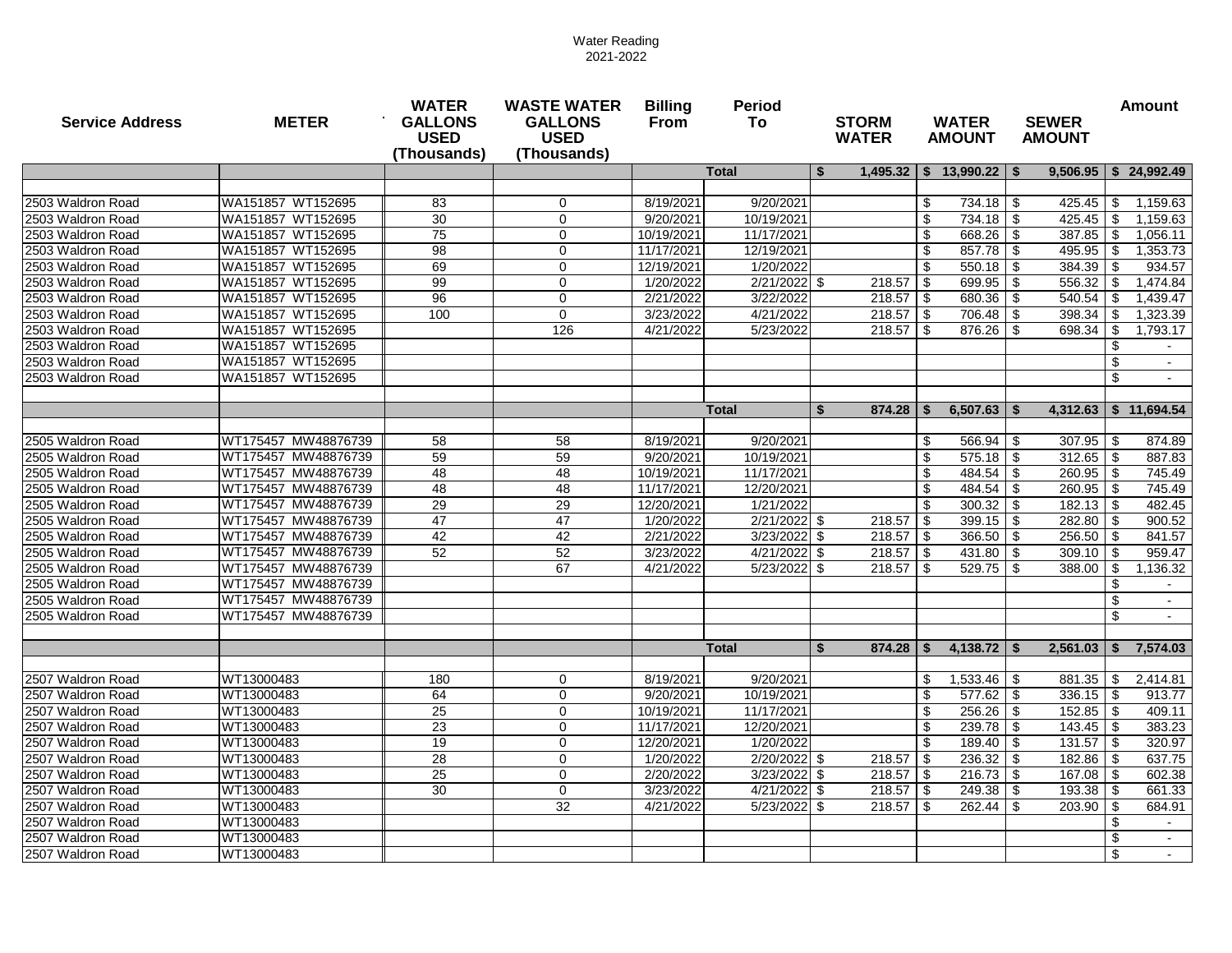Water Reading
2021-2022

| Service Address | METER | WATER GALLONS USED (Thousands) | WASTE WATER GALLONS USED (Thousands) | Billing From | Period To | STORM WATER | WATER AMOUNT | SEWER AMOUNT | Amount |
|---|---|---|---|---|---|---|---|---|---|
| | | | | | Total | $ 1,495.32 | $ 13,990.22 | $ 9,506.95 | $ 24,992.49 |
| | | | | | | | | | |
| 2503 Waldron Road | WA151857 WT152695 | 83 | 0 | 8/19/2021 | 9/20/2021 | | $ 734.18 | $ 425.45 | $ 1,159.63 |
| 2503 Waldron Road | WA151857 WT152695 | 30 | 0 | 9/20/2021 | 10/19/2021 | | $ 734.18 | $ 425.45 | $ 1,159.63 |
| 2503 Waldron Road | WA151857 WT152695 | 75 | 0 | 10/19/2021 | 11/17/2021 | | $ 668.26 | $ 387.85 | $ 1,056.11 |
| 2503 Waldron Road | WA151857 WT152695 | 98 | 0 | 11/17/2021 | 12/19/2021 | | $ 857.78 | $ 495.95 | $ 1,353.73 |
| 2503 Waldron Road | WA151857 WT152695 | 69 | 0 | 12/19/2021 | 1/20/2022 | | $ 550.18 | $ 384.39 | $ 934.57 |
| 2503 Waldron Road | WA151857 WT152695 | 99 | 0 | 1/20/2022 | 2/21/2022 | $ 218.57 | $ 699.95 | $ 556.32 | $ 1,474.84 |
| 2503 Waldron Road | WA151857 WT152695 | 96 | 0 | 2/21/2022 | 3/22/2022 | 218.57 | $ 680.36 | $ 540.54 | $ 1,439.47 |
| 2503 Waldron Road | WA151857 WT152695 | 100 | 0 | 3/23/2022 | 4/21/2022 | 218.57 | $ 706.48 | $ 398.34 | $ 1,323.39 |
| 2503 Waldron Road | WA151857 WT152695 | | 126 | 4/21/2022 | 5/23/2022 | 218.57 | $ 876.26 | $ 698.34 | $ 1,793.17 |
| 2503 Waldron Road | WA151857 WT152695 | | | | | | | | $ - |
| 2503 Waldron Road | WA151857 WT152695 | | | | | | | | $ - |
| 2503 Waldron Road | WA151857 WT152695 | | | | | | | | $ - |
| | | | | | | | | | |
| | | | | | Total | $ 874.28 | $ 6,507.63 | $ 4,312.63 | $ 11,694.54 |
| | | | | | | | | | |
| 2505 Waldron Road | WT175457 MW48876739 | 58 | 58 | 8/19/2021 | 9/20/2021 | | $ 566.94 | $ 307.95 | $ 874.89 |
| 2505 Waldron Road | WT175457 MW48876739 | 59 | 59 | 9/20/2021 | 10/19/2021 | | $ 575.18 | $ 312.65 | $ 887.83 |
| 2505 Waldron Road | WT175457 MW48876739 | 48 | 48 | 10/19/2021 | 11/17/2021 | | $ 484.54 | $ 260.95 | $ 745.49 |
| 2505 Waldron Road | WT175457 MW48876739 | 48 | 48 | 11/17/2021 | 12/20/2021 | | $ 484.54 | $ 260.95 | $ 745.49 |
| 2505 Waldron Road | WT175457 MW48876739 | 29 | 29 | 12/20/2021 | 1/21/2022 | | $ 300.32 | $ 182.13 | $ 482.45 |
| 2505 Waldron Road | WT175457 MW48876739 | 47 | 47 | 1/20/2022 | 2/21/2022 | $ 218.57 | $ 399.15 | $ 282.80 | $ 900.52 |
| 2505 Waldron Road | WT175457 MW48876739 | 42 | 42 | 2/21/2022 | 3/23/2022 | $ 218.57 | $ 366.50 | $ 256.50 | $ 841.57 |
| 2505 Waldron Road | WT175457 MW48876739 | 52 | 52 | 3/23/2022 | 4/21/2022 | $ 218.57 | $ 431.80 | $ 309.10 | $ 959.47 |
| 2505 Waldron Road | WT175457 MW48876739 | | 67 | 4/21/2022 | 5/23/2022 | $ 218.57 | $ 529.75 | $ 388.00 | $ 1,136.32 |
| 2505 Waldron Road | WT175457 MW48876739 | | | | | | | | $ - |
| 2505 Waldron Road | WT175457 MW48876739 | | | | | | | | $ - |
| 2505 Waldron Road | WT175457 MW48876739 | | | | | | | | $ - |
| | | | | | | | | | |
| | | | | | Total | $ 874.28 | $ 4,138.72 | $ 2,561.03 | $ 7,574.03 |
| | | | | | | | | | |
| 2507 Waldron Road | WT13000483 | 180 | 0 | 8/19/2021 | 9/20/2021 | | $ 1,533.46 | $ 881.35 | $ 2,414.81 |
| 2507 Waldron Road | WT13000483 | 64 | 0 | 9/20/2021 | 10/19/2021 | | $ 577.62 | $ 336.15 | $ 913.77 |
| 2507 Waldron Road | WT13000483 | 25 | 0 | 10/19/2021 | 11/17/2021 | | $ 256.26 | $ 152.85 | $ 409.11 |
| 2507 Waldron Road | WT13000483 | 23 | 0 | 11/17/2021 | 12/20/2021 | | $ 239.78 | $ 143.45 | $ 383.23 |
| 2507 Waldron Road | WT13000483 | 19 | 0 | 12/20/2021 | 1/20/2022 | | $ 189.40 | $ 131.57 | $ 320.97 |
| 2507 Waldron Road | WT13000483 | 28 | 0 | 1/20/2022 | 2/20/2022 | $ 218.57 | $ 236.32 | $ 182.86 | $ 637.75 |
| 2507 Waldron Road | WT13000483 | 25 | 0 | 2/20/2022 | 3/23/2022 | $ 218.57 | $ 216.73 | $ 167.08 | $ 602.38 |
| 2507 Waldron Road | WT13000483 | 30 | 0 | 3/23/2022 | 4/21/2022 | $ 218.57 | $ 249.38 | $ 193.38 | $ 661.33 |
| 2507 Waldron Road | WT13000483 | | 32 | 4/21/2022 | 5/23/2022 | $ 218.57 | $ 262.44 | $ 203.90 | $ 684.91 |
| 2507 Waldron Road | WT13000483 | | | | | | | | $ - |
| 2507 Waldron Road | WT13000483 | | | | | | | | $ - |
| 2507 Waldron Road | WT13000483 | | | | | | | | $ - |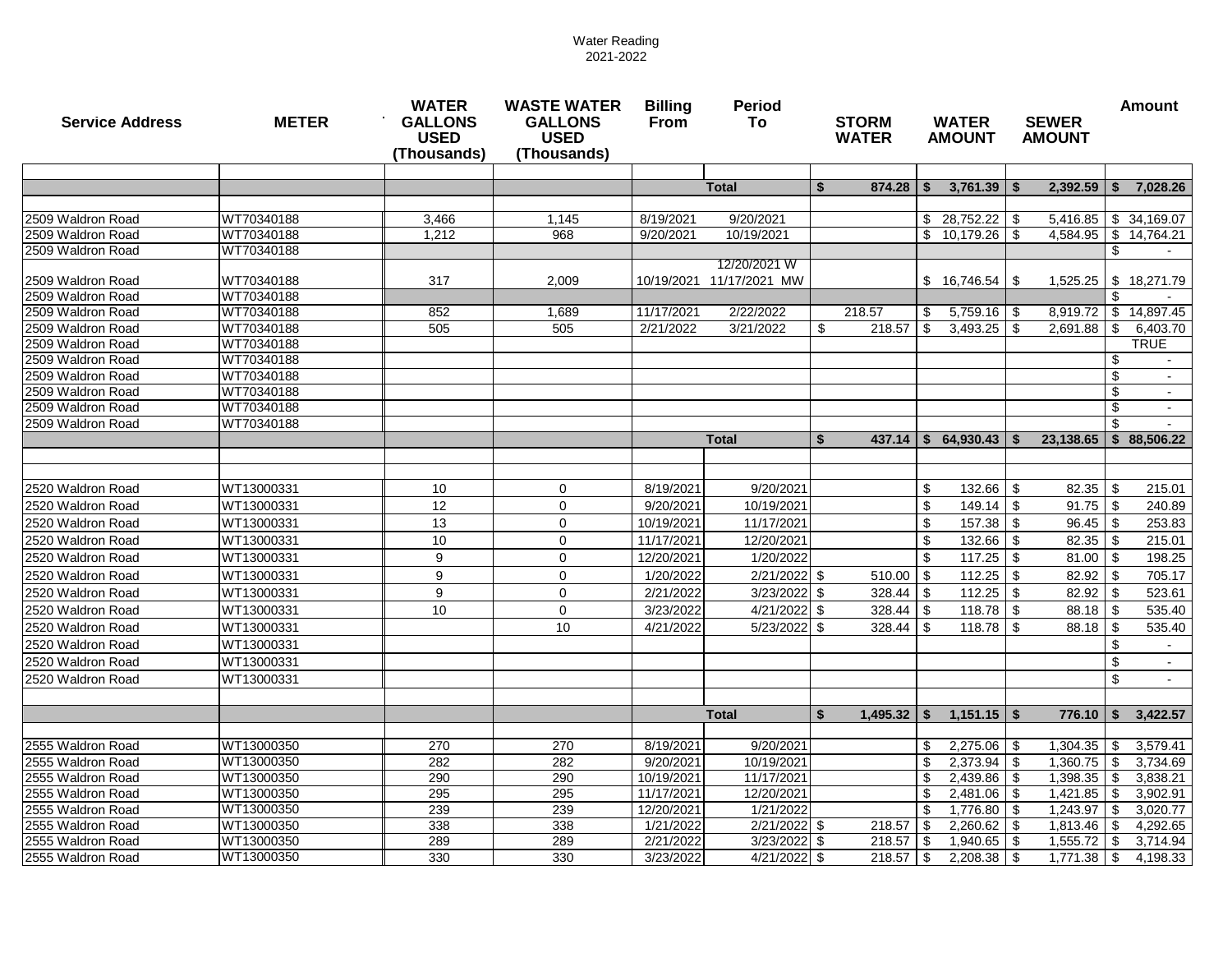Water Reading
2021-2022

| Service Address | METER | WATER GALLONS USED (Thousands) | WASTE WATER GALLONS USED (Thousands) | Billing From | Period To | STORM WATER | WATER AMOUNT | SEWER AMOUNT | Amount |
|---|---|---|---|---|---|---|---|---|---|
| | | | | | | | | | |
| | | | | | **Total** | **$ 874.28** | **$ 3,761.39** | **$ 2,392.59** | **$ 7,028.26** |
| | | | | | | | | | |
| 2509 Waldron Road | WT70340188 | 3,466 | 1,145 | 8/19/2021 | 9/20/2021 | | $ 28,752.22 | $ 5,416.85 | $ 34,169.07 |
| 2509 Waldron Road | WT70340188 | 1,212 | 968 | 9/20/2021 | 10/19/2021 | | $ 10,179.26 | $ 4,584.95 | $ 14,764.21 |
| 2509 Waldron Road | WT70340188 | | | | | | | | $ - |
| 2509 Waldron Road | WT70340188 | 317 | 2,009 | 10/19/2021 | 12/20/2021 W 11/17/2021 MW | | $ 16,746.54 | $ 1,525.25 | $ 18,271.79 |
| 2509 Waldron Road | WT70340188 | | | | | | | | $ - |
| 2509 Waldron Road | WT70340188 | 852 | 1,689 | 11/17/2021 | 2/22/2022 | 218.57 | $ 5,759.16 | $ 8,919.72 | $ 14,897.45 |
| 2509 Waldron Road | WT70340188 | 505 | 505 | 2/21/2022 | 3/21/2022 | $ 218.57 | $ 3,493.25 | $ 2,691.88 | $ 6,403.70 |
| 2509 Waldron Road | WT70340188 | | | | | | | | TRUE |
| 2509 Waldron Road | WT70340188 | | | | | | | | $ - |
| 2509 Waldron Road | WT70340188 | | | | | | | | $ - |
| 2509 Waldron Road | WT70340188 | | | | | | | | $ - |
| 2509 Waldron Road | WT70340188 | | | | | | | | $ - |
| 2509 Waldron Road | WT70340188 | | | | | | | | $ - |
| | | | | | **Total** | **$ 437.14** | **$ 64,930.43** | **$ 23,138.65** | **$ 88,506.22** |
| | | | | | | | | | |
| | | | | | | | | | |
| 2520 Waldron Road | WT13000331 | 10 | 0 | 8/19/2021 | 9/20/2021 | | $ 132.66 | $ 82.35 | $ 215.01 |
| 2520 Waldron Road | WT13000331 | 12 | 0 | 9/20/2021 | 10/19/2021 | | $ 149.14 | $ 91.75 | $ 240.89 |
| 2520 Waldron Road | WT13000331 | 13 | 0 | 10/19/2021 | 11/17/2021 | | $ 157.38 | $ 96.45 | $ 253.83 |
| 2520 Waldron Road | WT13000331 | 10 | 0 | 11/17/2021 | 12/20/2021 | | $ 132.66 | $ 82.35 | $ 215.01 |
| 2520 Waldron Road | WT13000331 | 9 | 0 | 12/20/2021 | 1/20/2022 | | $ 117.25 | $ 81.00 | $ 198.25 |
| 2520 Waldron Road | WT13000331 | 9 | 0 | 1/20/2022 | 2/21/2022 | $ 510.00 | $ 112.25 | $ 82.92 | $ 705.17 |
| 2520 Waldron Road | WT13000331 | 9 | 0 | 2/21/2022 | 3/23/2022 | $ 328.44 | $ 112.25 | $ 82.92 | $ 523.61 |
| 2520 Waldron Road | WT13000331 | 10 | 0 | 3/23/2022 | 4/21/2022 | $ 328.44 | $ 118.78 | $ 88.18 | $ 535.40 |
| 2520 Waldron Road | WT13000331 | | 10 | 4/21/2022 | 5/23/2022 | $ 328.44 | $ 118.78 | $ 88.18 | $ 535.40 |
| 2520 Waldron Road | WT13000331 | | | | | | | | $ - |
| 2520 Waldron Road | WT13000331 | | | | | | | | $ - |
| 2520 Waldron Road | WT13000331 | | | | | | | | $ - |
| | | | | | | | | | |
| | | | | | **Total** | **$ 1,495.32** | **$ 1,151.15** | **$ 776.10** | **$ 3,422.57** |
| | | | | | | | | | |
| 2555 Waldron Road | WT13000350 | 270 | 270 | 8/19/2021 | 9/20/2021 | | $ 2,275.06 | $ 1,304.35 | $ 3,579.41 |
| 2555 Waldron Road | WT13000350 | 282 | 282 | 9/20/2021 | 10/19/2021 | | $ 2,373.94 | $ 1,360.75 | $ 3,734.69 |
| 2555 Waldron Road | WT13000350 | 290 | 290 | 10/19/2021 | 11/17/2021 | | $ 2,439.86 | $ 1,398.35 | $ 3,838.21 |
| 2555 Waldron Road | WT13000350 | 295 | 295 | 11/17/2021 | 12/20/2021 | | $ 2,481.06 | $ 1,421.85 | $ 3,902.91 |
| 2555 Waldron Road | WT13000350 | 239 | 239 | 12/20/2021 | 1/21/2022 | | $ 1,776.80 | $ 1,243.97 | $ 3,020.77 |
| 2555 Waldron Road | WT13000350 | 338 | 338 | 1/21/2022 | 2/21/2022 | $ 218.57 | $ 2,260.62 | $ 1,813.46 | $ 4,292.65 |
| 2555 Waldron Road | WT13000350 | 289 | 289 | 2/21/2022 | 3/23/2022 | $ 218.57 | $ 1,940.65 | $ 1,555.72 | $ 3,714.94 |
| 2555 Waldron Road | WT13000350 | 330 | 330 | 3/23/2022 | 4/21/2022 | $ 218.57 | $ 2,208.38 | $ 1,771.38 | $ 4,198.33 |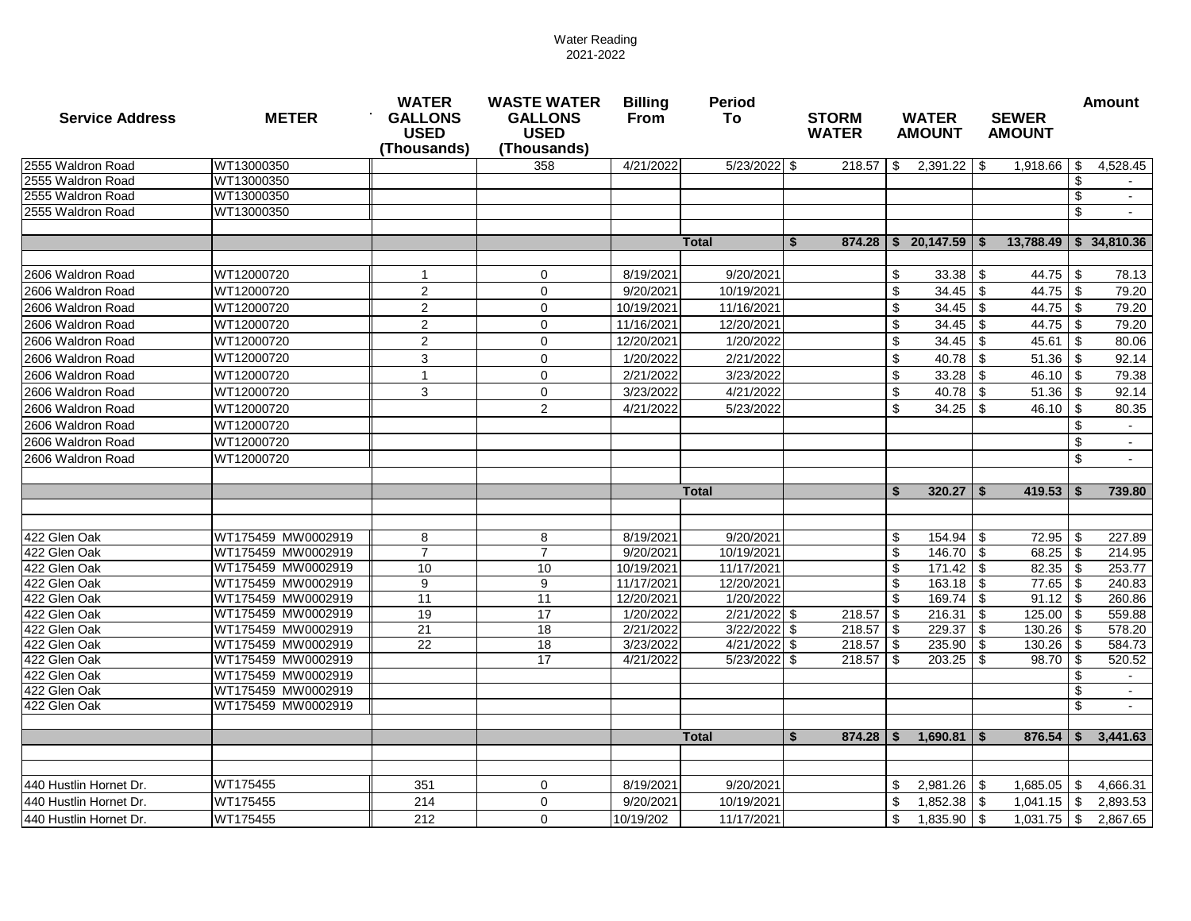Water Reading
2021-2022

| Service Address | METER | WATER GALLONS USED (Thousands) | WASTE WATER GALLONS USED (Thousands) | Billing From | Period To | STORM WATER | WATER AMOUNT | SEWER AMOUNT | Amount |
|---|---|---|---|---|---|---|---|---|---|
| 2555 Waldron Road | WT13000350 | | 358 | 4/21/2022 | 5/23/2022 | $ 218.57 | $ 2,391.22 | $ 1,918.66 | $ 4,528.45 |
| 2555 Waldron Road | WT13000350 | | | | | | | | $ - |
| 2555 Waldron Road | WT13000350 | | | | | | | | $ - |
| 2555 Waldron Road | WT13000350 | | | | | | | | $ - |
| | | | | | | | | | |
| | | | | | **Total** | **$ 874.28** | **$ 20,147.59** | **$ 13,788.49** | **$ 34,810.36** |
| | | | | | | | | | |
| 2606 Waldron Road | WT12000720 | 1 | 0 | 8/19/2021 | 9/20/2021 | | $ 33.38 | $ 44.75 | $ 78.13 |
| 2606 Waldron Road | WT12000720 | 2 | 0 | 9/20/2021 | 10/19/2021 | | $ 34.45 | $ 44.75 | $ 79.20 |
| 2606 Waldron Road | WT12000720 | 2 | 0 | 10/19/2021 | 11/16/2021 | | $ 34.45 | $ 44.75 | $ 79.20 |
| 2606 Waldron Road | WT12000720 | 2 | 0 | 11/16/2021 | 12/20/2021 | | $ 34.45 | $ 44.75 | $ 79.20 |
| 2606 Waldron Road | WT12000720 | 2 | 0 | 12/20/2021 | 1/20/2022 | | $ 34.45 | $ 45.61 | $ 80.06 |
| 2606 Waldron Road | WT12000720 | 3 | 0 | 1/20/2022 | 2/21/2022 | | $ 40.78 | $ 51.36 | $ 92.14 |
| 2606 Waldron Road | WT12000720 | 1 | 0 | 2/21/2022 | 3/23/2022 | | $ 33.28 | $ 46.10 | $ 79.38 |
| 2606 Waldron Road | WT12000720 | 3 | 0 | 3/23/2022 | 4/21/2022 | | $ 40.78 | $ 51.36 | $ 92.14 |
| 2606 Waldron Road | WT12000720 | | 2 | 4/21/2022 | 5/23/2022 | | $ 34.25 | $ 46.10 | $ 80.35 |
| 2606 Waldron Road | WT12000720 | | | | | | | | $ - |
| 2606 Waldron Road | WT12000720 | | | | | | | | $ - |
| 2606 Waldron Road | WT12000720 | | | | | | | | $ - |
| | | | | | | | | | |
| | | | | | **Total** | | **$ 320.27** | **$ 419.53** | **$ 739.80** |
| | | | | | | | | | |
| | | | | | | | | | |
| 422 Glen Oak | WT175459 MW0002919 | 8 | 8 | 8/19/2021 | 9/20/2021 | | $ 154.94 | $ 72.95 | $ 227.89 |
| 422 Glen Oak | WT175459 MW0002919 | 7 | 7 | 9/20/2021 | 10/19/2021 | | $ 146.70 | $ 68.25 | $ 214.95 |
| 422 Glen Oak | WT175459 MW0002919 | 10 | 10 | 10/19/2021 | 11/17/2021 | | $ 171.42 | $ 82.35 | $ 253.77 |
| 422 Glen Oak | WT175459 MW0002919 | 9 | 9 | 11/17/2021 | 12/20/2021 | | $ 163.18 | $ 77.65 | $ 240.83 |
| 422 Glen Oak | WT175459 MW0002919 | 11 | 11 | 12/20/2021 | 1/20/2022 | | $ 169.74 | $ 91.12 | $ 260.86 |
| 422 Glen Oak | WT175459 MW0002919 | 19 | 17 | 1/20/2022 | 2/21/2022 | $ 218.57 | $ 216.31 | $ 125.00 | $ 559.88 |
| 422 Glen Oak | WT175459 MW0002919 | 21 | 18 | 2/21/2022 | 3/22/2022 | $ 218.57 | $ 229.37 | $ 130.26 | $ 578.20 |
| 422 Glen Oak | WT175459 MW0002919 | 22 | 18 | 3/23/2022 | 4/21/2022 | $ 218.57 | $ 235.90 | $ 130.26 | $ 584.73 |
| 422 Glen Oak | WT175459 MW0002919 | | 17 | 4/21/2022 | 5/23/2022 | $ 218.57 | $ 203.25 | $ 98.70 | $ 520.52 |
| 422 Glen Oak | WT175459 MW0002919 | | | | | | | | $ - |
| 422 Glen Oak | WT175459 MW0002919 | | | | | | | | $ - |
| 422 Glen Oak | WT175459 MW0002919 | | | | | | | | $ - |
| | | | | | | | | | |
| | | | | | **Total** | **$ 874.28** | **$ 1,690.81** | **$ 876.54** | **$ 3,441.63** |
| | | | | | | | | | |
| | | | | | | | | | |
| 440 Hustlin Hornet Dr. | WT175455 | 351 | 0 | 8/19/2021 | 9/20/2021 | | $ 2,981.26 | $ 1,685.05 | $ 4,666.31 |
| 440 Hustlin Hornet Dr. | WT175455 | 214 | 0 | 9/20/2021 | 10/19/2021 | | $ 1,852.38 | $ 1,041.15 | $ 2,893.53 |
| 440 Hustlin Hornet Dr. | WT175455 | 212 | 0 | 10/19/202 | 11/17/2021 | | $ 1,835.90 | $ 1,031.75 | $ 2,867.65 |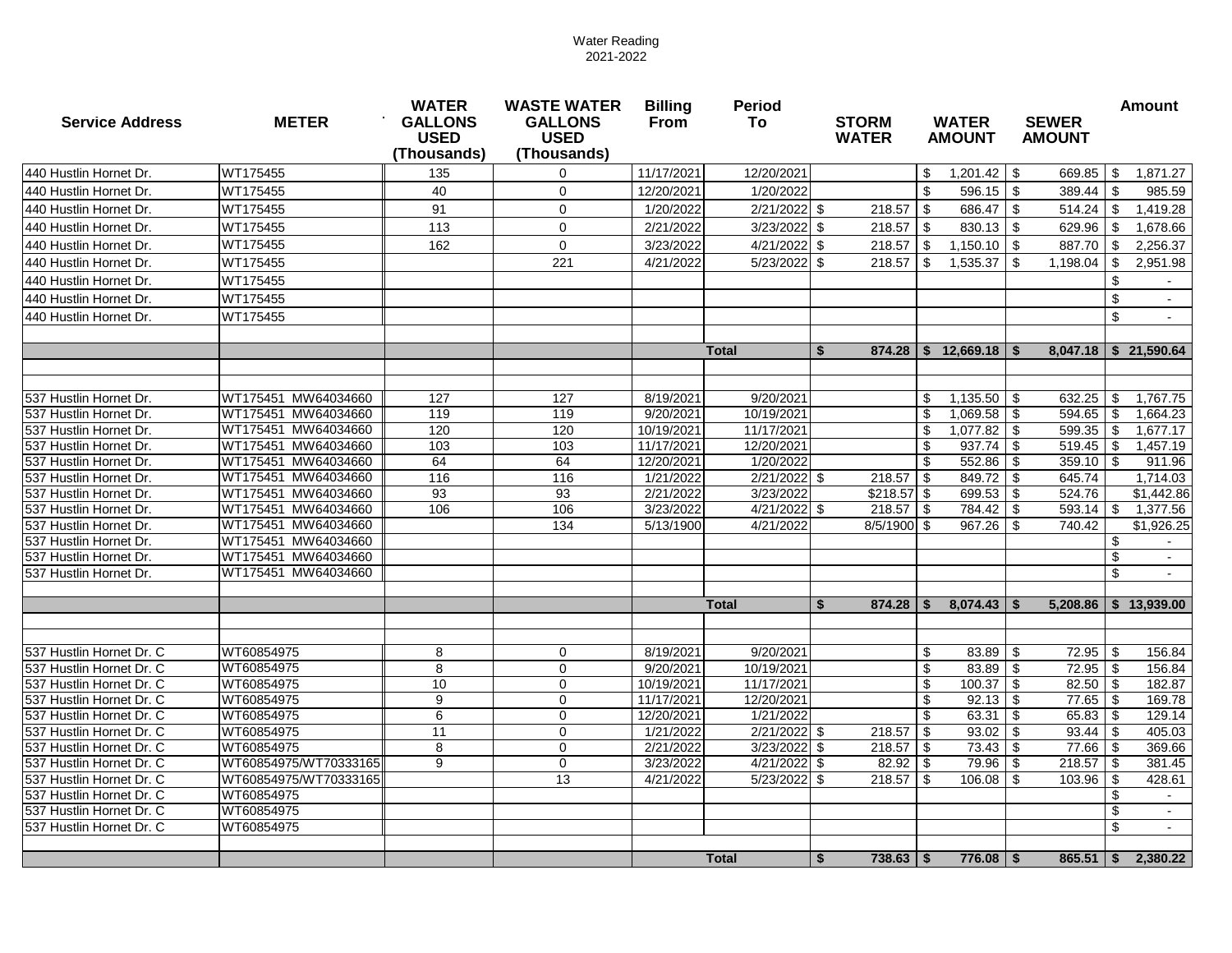Water Reading
2021-2022

| Service Address | METER | WATER GALLONS USED (Thousands) | WASTE WATER GALLONS USED (Thousands) | Billing From | Period To | STORM WATER | WATER AMOUNT | SEWER AMOUNT | Amount |
|---|---|---|---|---|---|---|---|---|---|
| 440 Hustlin Hornet Dr. | WT175455 | 135 | 0 | 11/17/2021 | 12/20/2021 | | $ 1,201.42 | $ 669.85 | $ 1,871.27 |
| 440 Hustlin Hornet Dr. | WT175455 | 40 | 0 | 12/20/2021 | 1/20/2022 | | $ 596.15 | $ 389.44 | $ 985.59 |
| 440 Hustlin Hornet Dr. | WT175455 | 91 | 0 | 1/20/2022 | 2/21/2022 | $ 218.57 | $ 686.47 | $ 514.24 | $ 1,419.28 |
| 440 Hustlin Hornet Dr. | WT175455 | 113 | 0 | 2/21/2022 | 3/23/2022 | $ 218.57 | $ 830.13 | $ 629.96 | $ 1,678.66 |
| 440 Hustlin Hornet Dr. | WT175455 | 162 | 0 | 3/23/2022 | 4/21/2022 | $ 218.57 | $ 1,150.10 | $ 887.70 | $ 2,256.37 |
| 440 Hustlin Hornet Dr. | WT175455 | | 221 | 4/21/2022 | 5/23/2022 | $ 218.57 | $ 1,535.37 | $ 1,198.04 | $ 2,951.98 |
| 440 Hustlin Hornet Dr. | WT175455 | | | | | | | | $ - |
| 440 Hustlin Hornet Dr. | WT175455 | | | | | | | | $ - |
| 440 Hustlin Hornet Dr. | WT175455 | | | | | | | | $ - |
| | | | | | | | | | |
| | | | | | **Total** | **$ 874.28** | **$ 12,669.18** | **$ 8,047.18** | **$ 21,590.64** |
| | | | | | | | | | |
| | | | | | | | | | |
| 537 Hustlin Hornet Dr. | WT175451 MW64034660 | 127 | 127 | 8/19/2021 | 9/20/2021 | | $ 1,135.50 | $ 632.25 | $ 1,767.75 |
| 537 Hustlin Hornet Dr. | WT175451 MW64034660 | 119 | 119 | 9/20/2021 | 10/19/2021 | | $ 1,069.58 | $ 594.65 | $ 1,664.23 |
| 537 Hustlin Hornet Dr. | WT175451 MW64034660 | 120 | 120 | 10/19/2021 | 11/17/2021 | | $ 1,077.82 | $ 599.35 | $ 1,677.17 |
| 537 Hustlin Hornet Dr. | WT175451 MW64034660 | 103 | 103 | 11/17/2021 | 12/20/2021 | | $ 937.74 | $ 519.45 | $ 1,457.19 |
| 537 Hustlin Hornet Dr. | WT175451 MW64034660 | 64 | 64 | 12/20/2021 | 1/20/2022 | | $ 552.86 | $ 359.10 | $ 911.96 |
| 537 Hustlin Hornet Dr. | WT175451 MW64034660 | 116 | 116 | 1/21/2022 | 2/21/2022 | $ 218.57 | $ 849.72 | $ 645.74 | 1,714.03 |
| 537 Hustlin Hornet Dr. | WT175451 MW64034660 | 93 | 93 | 2/21/2022 | 3/23/2022 | $218.57 | $ 699.53 | $ 524.76 | $1,442.86 |
| 537 Hustlin Hornet Dr. | WT175451 MW64034660 | 106 | 106 | 3/23/2022 | 4/21/2022 | $ 218.57 | $ 784.42 | $ 593.14 | $ 1,377.56 |
| 537 Hustlin Hornet Dr. | WT175451 MW64034660 | | 134 | 5/13/1900 | 4/21/2022 | 8/5/1900 | $ 967.26 | $ 740.42 | $1,926.25 |
| 537 Hustlin Hornet Dr. | WT175451 MW64034660 | | | | | | | | $ - |
| 537 Hustlin Hornet Dr. | WT175451 MW64034660 | | | | | | | | $ - |
| 537 Hustlin Hornet Dr. | WT175451 MW64034660 | | | | | | | | $ - |
| | | | | | | | | | |
| | | | | | **Total** | **$ 874.28** | **$ 8,074.43** | **$ 5,208.86** | **$ 13,939.00** |
| | | | | | | | | | |
| | | | | | | | | | |
| 537 Hustlin Hornet Dr. C | WT60854975 | 8 | 0 | 8/19/2021 | 9/20/2021 | | $ 83.89 | $ 72.95 | $ 156.84 |
| 537 Hustlin Hornet Dr. C | WT60854975 | 8 | 0 | 9/20/2021 | 10/19/2021 | | $ 83.89 | $ 72.95 | $ 156.84 |
| 537 Hustlin Hornet Dr. C | WT60854975 | 10 | 0 | 10/19/2021 | 11/17/2021 | | $ 100.37 | $ 82.50 | $ 182.87 |
| 537 Hustlin Hornet Dr. C | WT60854975 | 9 | 0 | 11/17/2021 | 12/20/2021 | | $ 92.13 | $ 77.65 | $ 169.78 |
| 537 Hustlin Hornet Dr. C | WT60854975 | 6 | 0 | 12/20/2021 | 1/21/2022 | | $ 63.31 | $ 65.83 | $ 129.14 |
| 537 Hustlin Hornet Dr. C | WT60854975 | 11 | 0 | 1/21/2022 | 2/21/2022 | $ 218.57 | $ 93.02 | $ 93.44 | $ 405.03 |
| 537 Hustlin Hornet Dr. C | WT60854975 | 8 | 0 | 2/21/2022 | 3/23/2022 | $ 218.57 | $ 73.43 | $ 77.66 | $ 369.66 |
| 537 Hustlin Hornet Dr. C | WT60854975/WT70333165 | 9 | 0 | 3/23/2022 | 4/21/2022 | $ 82.92 | $ 79.96 | $ 218.57 | $ 381.45 |
| 537 Hustlin Hornet Dr. C | WT60854975/WT70333165 | | 13 | 4/21/2022 | 5/23/2022 | $ 218.57 | $ 106.08 | $ 103.96 | $ 428.61 |
| 537 Hustlin Hornet Dr. C | WT60854975 | | | | | | | | $ - |
| 537 Hustlin Hornet Dr. C | WT60854975 | | | | | | | | $ - |
| 537 Hustlin Hornet Dr. C | WT60854975 | | | | | | | | $ - |
| | | | | | | | | | |
| | | | | | **Total** | **$ 738.63** | **$ 776.08** | **$ 865.51** | **$ 2,380.22** |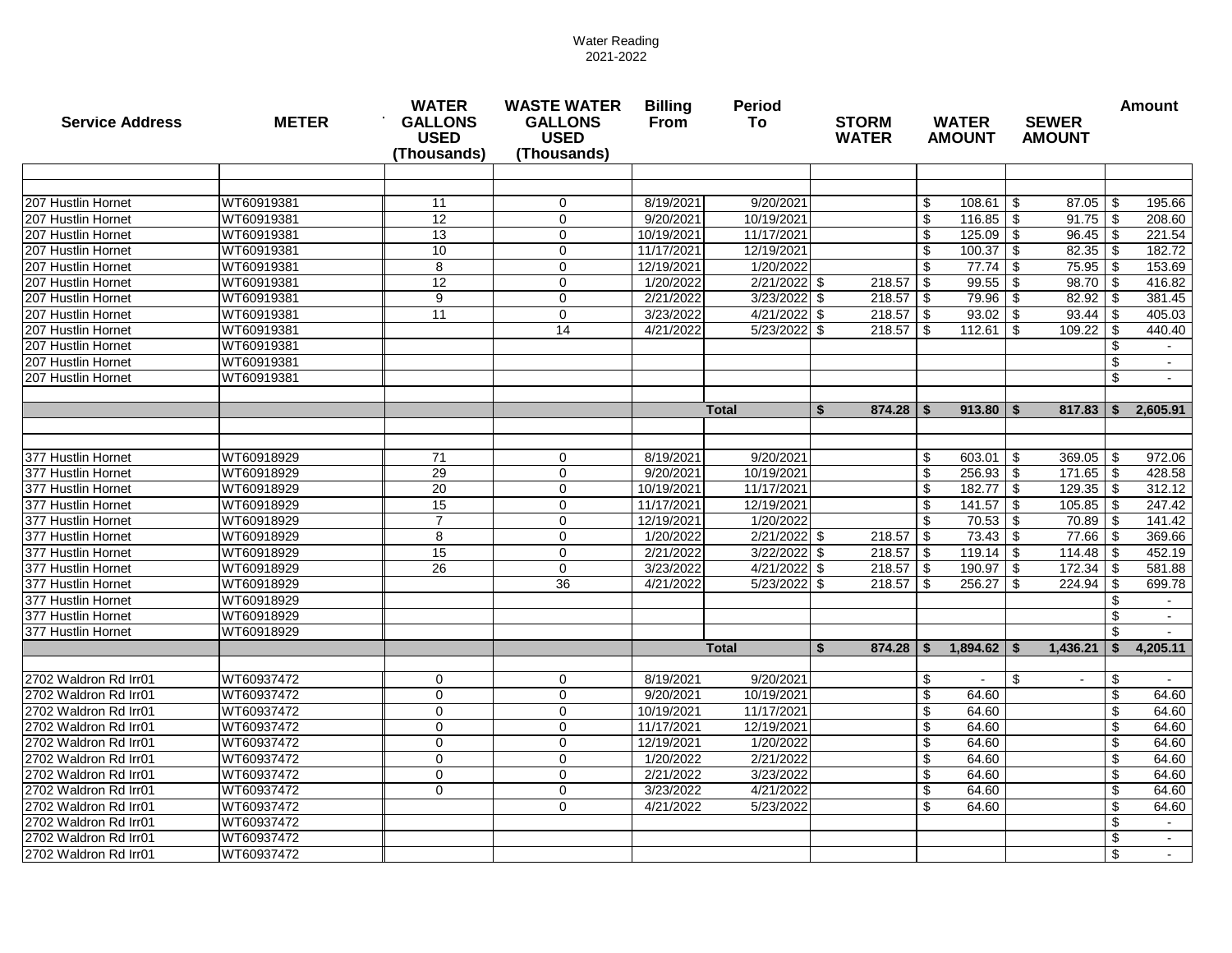Water Reading
2021-2022

| Service Address | METER | WATER GALLONS USED (Thousands) | WASTE WATER GALLONS USED (Thousands) | Billing From | Period To | STORM WATER | WATER AMOUNT | SEWER AMOUNT | Amount |
|---|---|---|---|---|---|---|---|---|---|
| | | | | | | | | | |
| | | | | | | | | | |
| 207 Hustlin Hornet | WT60919381 | 11 | 0 | 8/19/2021 | 9/20/2021 | | $ 108.61 | $ 87.05 | $ 195.66 |
| 207 Hustlin Hornet | WT60919381 | 12 | 0 | 9/20/2021 | 10/19/2021 | | $ 116.85 | $ 91.75 | $ 208.60 |
| 207 Hustlin Hornet | WT60919381 | 13 | 0 | 10/19/2021 | 11/17/2021 | | $ 125.09 | $ 96.45 | $ 221.54 |
| 207 Hustlin Hornet | WT60919381 | 10 | 0 | 11/17/2021 | 12/19/2021 | | $ 100.37 | $ 82.35 | $ 182.72 |
| 207 Hustlin Hornet | WT60919381 | 8 | 0 | 12/19/2021 | 1/20/2022 | | $ 77.74 | $ 75.95 | $ 153.69 |
| 207 Hustlin Hornet | WT60919381 | 12 | 0 | 1/20/2022 | 2/21/2022 | $ 218.57 | $ 99.55 | $ 98.70 | $ 416.82 |
| 207 Hustlin Hornet | WT60919381 | 9 | 0 | 2/21/2022 | 3/23/2022 | $ 218.57 | $ 79.96 | $ 82.92 | $ 381.45 |
| 207 Hustlin Hornet | WT60919381 | 11 | 0 | 3/23/2022 | 4/21/2022 | $ 218.57 | $ 93.02 | $ 93.44 | $ 405.03 |
| 207 Hustlin Hornet | WT60919381 | | 14 | 4/21/2022 | 5/23/2022 | $ 218.57 | $ 112.61 | $ 109.22 | $ 440.40 |
| 207 Hustlin Hornet | WT60919381 | | | | | | | | $ - |
| 207 Hustlin Hornet | WT60919381 | | | | | | | | $ - |
| 207 Hustlin Hornet | WT60919381 | | | | | | | | $ - |
| | | | | | | | | | |
| | | | | | **Total** | **$ 874.28** | **$ 913.80** | **$ 817.83** | **$ 2,605.91** |
| | | | | | | | | | |
| | | | | | | | | | |
| 377 Hustlin Hornet | WT60918929 | 71 | 0 | 8/19/2021 | 9/20/2021 | | $ 603.01 | $ 369.05 | $ 972.06 |
| 377 Hustlin Hornet | WT60918929 | 29 | 0 | 9/20/2021 | 10/19/2021 | | $ 256.93 | $ 171.65 | $ 428.58 |
| 377 Hustlin Hornet | WT60918929 | 20 | 0 | 10/19/2021 | 11/17/2021 | | $ 182.77 | $ 129.35 | $ 312.12 |
| 377 Hustlin Hornet | WT60918929 | 15 | 0 | 11/17/2021 | 12/19/2021 | | $ 141.57 | $ 105.85 | $ 247.42 |
| 377 Hustlin Hornet | WT60918929 | 7 | 0 | 12/19/2021 | 1/20/2022 | | $ 70.53 | $ 70.89 | $ 141.42 |
| 377 Hustlin Hornet | WT60918929 | 8 | 0 | 1/20/2022 | 2/21/2022 | $ 218.57 | $ 73.43 | $ 77.66 | $ 369.66 |
| 377 Hustlin Hornet | WT60918929 | 15 | 0 | 2/21/2022 | 3/22/2022 | $ 218.57 | $ 119.14 | $ 114.48 | $ 452.19 |
| 377 Hustlin Hornet | WT60918929 | 26 | 0 | 3/23/2022 | 4/21/2022 | $ 218.57 | $ 190.97 | $ 172.34 | $ 581.88 |
| 377 Hustlin Hornet | WT60918929 | | 36 | 4/21/2022 | 5/23/2022 | $ 218.57 | $ 256.27 | $ 224.94 | $ 699.78 |
| 377 Hustlin Hornet | WT60918929 | | | | | | | | $ - |
| 377 Hustlin Hornet | WT60918929 | | | | | | | | $ - |
| 377 Hustlin Hornet | WT60918929 | | | | | | | | $ - |
| | | | | | **Total** | **$ 874.28** | **$ 1,894.62** | **$ 1,436.21** | **$ 4,205.11** |
| | | | | | | | | | |
| 2702 Waldron Rd Irr01 | WT60937472 | 0 | 0 | 8/19/2021 | 9/20/2021 | | $ - | $ - | $ - |
| 2702 Waldron Rd Irr01 | WT60937472 | 0 | 0 | 9/20/2021 | 10/19/2021 | | $ 64.60 | | $ 64.60 |
| 2702 Waldron Rd Irr01 | WT60937472 | 0 | 0 | 10/19/2021 | 11/17/2021 | | $ 64.60 | | $ 64.60 |
| 2702 Waldron Rd Irr01 | WT60937472 | 0 | 0 | 11/17/2021 | 12/19/2021 | | $ 64.60 | | $ 64.60 |
| 2702 Waldron Rd Irr01 | WT60937472 | 0 | 0 | 12/19/2021 | 1/20/2022 | | $ 64.60 | | $ 64.60 |
| 2702 Waldron Rd Irr01 | WT60937472 | 0 | 0 | 1/20/2022 | 2/21/2022 | | $ 64.60 | | $ 64.60 |
| 2702 Waldron Rd Irr01 | WT60937472 | 0 | 0 | 2/21/2022 | 3/23/2022 | | $ 64.60 | | $ 64.60 |
| 2702 Waldron Rd Irr01 | WT60937472 | 0 | 0 | 3/23/2022 | 4/21/2022 | | $ 64.60 | | $ 64.60 |
| 2702 Waldron Rd Irr01 | WT60937472 | | 0 | 4/21/2022 | 5/23/2022 | | $ 64.60 | | $ 64.60 |
| 2702 Waldron Rd Irr01 | WT60937472 | | | | | | | | $ - |
| 2702 Waldron Rd Irr01 | WT60937472 | | | | | | | | $ - |
| 2702 Waldron Rd Irr01 | WT60937472 | | | | | | | | $ - |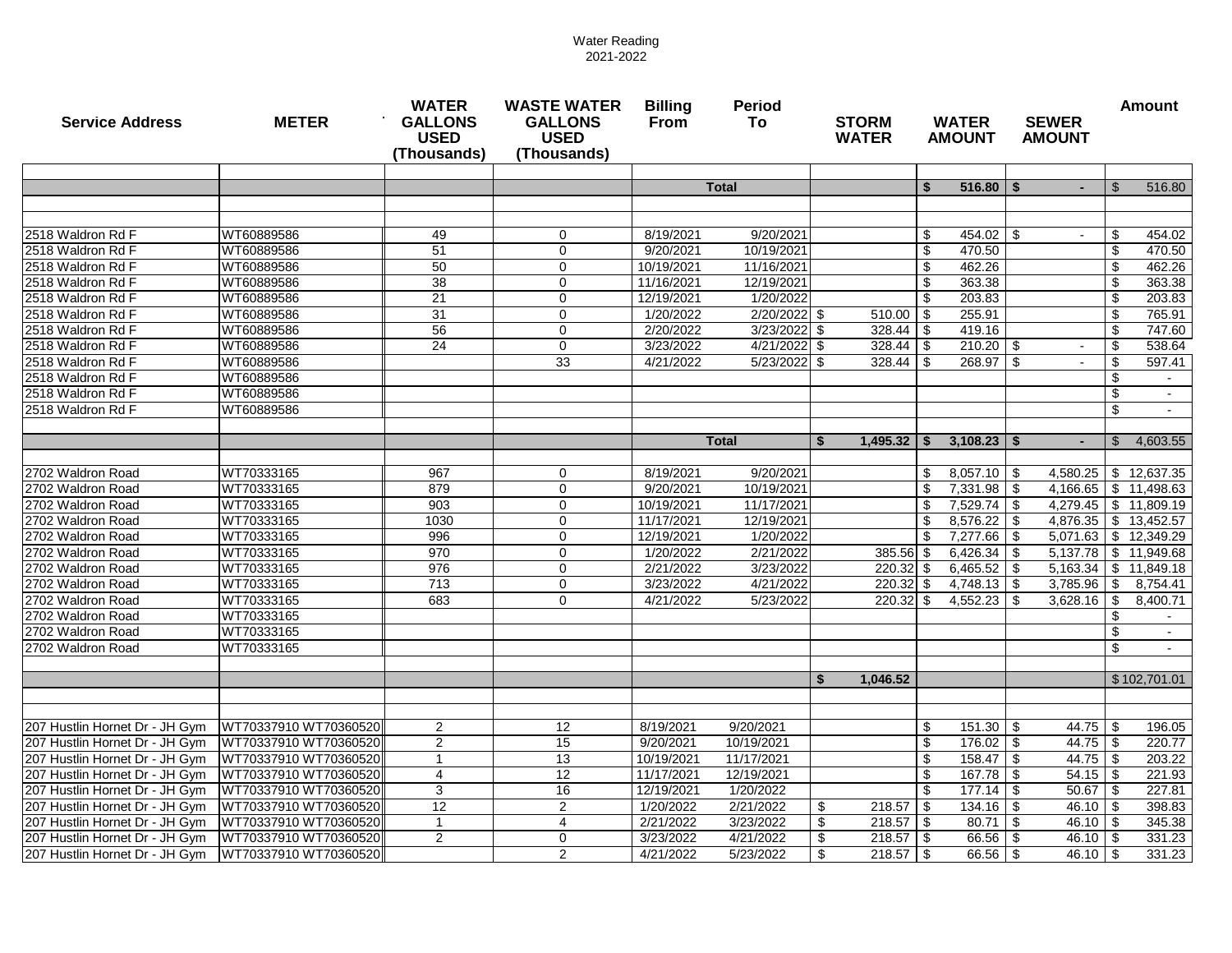Water Reading
2021-2022

| Service Address | METER | WATER GALLONS USED (Thousands) | WASTE WATER GALLONS USED (Thousands) | Billing From | Period To | STORM WATER | WATER AMOUNT | SEWER AMOUNT | Amount |
|---|---|---|---|---|---|---|---|---|---|
| | | | | | | | | | |
| | | | | | Total | | $ 516.80 | $ - | $ 516.80 |
| | | | | | | | | | |
| | | | | | | | | | |
| 2518 Waldron Rd F | WT60889586 | 49 | 0 | 8/19/2021 | 9/20/2021 | | $ 454.02 | $ - | $ 454.02 |
| 2518 Waldron Rd F | WT60889586 | 51 | 0 | 9/20/2021 | 10/19/2021 | | $ 470.50 | | $ 470.50 |
| 2518 Waldron Rd F | WT60889586 | 50 | 0 | 10/19/2021 | 11/16/2021 | | $ 462.26 | | $ 462.26 |
| 2518 Waldron Rd F | WT60889586 | 38 | 0 | 11/16/2021 | 12/19/2021 | | $ 363.38 | | $ 363.38 |
| 2518 Waldron Rd F | WT60889586 | 21 | 0 | 12/19/2021 | 1/20/2022 | | $ 203.83 | | $ 203.83 |
| 2518 Waldron Rd F | WT60889586 | 31 | 0 | 1/20/2022 | 2/20/2022 | $ 510.00 | $ 255.91 | | $ 765.91 |
| 2518 Waldron Rd F | WT60889586 | 56 | 0 | 2/20/2022 | 3/23/2022 | $ 328.44 | $ 419.16 | | $ 747.60 |
| 2518 Waldron Rd F | WT60889586 | 24 | 0 | 3/23/2022 | 4/21/2022 | $ 328.44 | $ 210.20 | $ - | $ 538.64 |
| 2518 Waldron Rd F | WT60889586 | | 33 | 4/21/2022 | 5/23/2022 | $ 328.44 | $ 268.97 | $ - | $ 597.41 |
| 2518 Waldron Rd F | WT60889586 | | | | | | | | $ - |
| 2518 Waldron Rd F | WT60889586 | | | | | | | | $ - |
| 2518 Waldron Rd F | WT60889586 | | | | | | | | $ - |
| | | | | | | | | | |
| | | | | | Total | $ 1,495.32 | $ 3,108.23 | $ - | $ 4,603.55 |
| | | | | | | | | | |
| 2702 Waldron Road | WT70333165 | 967 | 0 | 8/19/2021 | 9/20/2021 | | $ 8,057.10 | $ 4,580.25 | $ 12,637.35 |
| 2702 Waldron Road | WT70333165 | 879 | 0 | 9/20/2021 | 10/19/2021 | | $ 7,331.98 | $ 4,166.65 | $ 11,498.63 |
| 2702 Waldron Road | WT70333165 | 903 | 0 | 10/19/2021 | 11/17/2021 | | $ 7,529.74 | $ 4,279.45 | $ 11,809.19 |
| 2702 Waldron Road | WT70333165 | 1030 | 0 | 11/17/2021 | 12/19/2021 | | $ 8,576.22 | $ 4,876.35 | $ 13,452.57 |
| 2702 Waldron Road | WT70333165 | 996 | 0 | 12/19/2021 | 1/20/2022 | | $ 7,277.66 | $ 5,071.63 | $ 12,349.29 |
| 2702 Waldron Road | WT70333165 | 970 | 0 | 1/20/2022 | 2/21/2022 | 385.56 | $ 6,426.34 | $ 5,137.78 | $ 11,949.68 |
| 2702 Waldron Road | WT70333165 | 976 | 0 | 2/21/2022 | 3/23/2022 | 220.32 | $ 6,465.52 | $ 5,163.34 | $ 11,849.18 |
| 2702 Waldron Road | WT70333165 | 713 | 0 | 3/23/2022 | 4/21/2022 | 220.32 | $ 4,748.13 | $ 3,785.96 | $ 8,754.41 |
| 2702 Waldron Road | WT70333165 | 683 | 0 | 4/21/2022 | 5/23/2022 | 220.32 | $ 4,552.23 | $ 3,628.16 | $ 8,400.71 |
| 2702 Waldron Road | WT70333165 | | | | | | | | $ - |
| 2702 Waldron Road | WT70333165 | | | | | | | | $ - |
| 2702 Waldron Road | WT70333165 | | | | | | | | $ - |
| | | | | | | | | | |
| | | | | | | $ 1,046.52 | | | $ 102,701.01 |
| | | | | | | | | | |
| | | | | | | | | | |
| 207 Hustlin Hornet Dr - JH Gym | WT70337910 WT70360520 | 2 | 12 | 8/19/2021 | 9/20/2021 | | $ 151.30 | $ 44.75 | $ 196.05 |
| 207 Hustlin Hornet Dr - JH Gym | WT70337910 WT70360520 | 2 | 15 | 9/20/2021 | 10/19/2021 | | $ 176.02 | $ 44.75 | $ 220.77 |
| 207 Hustlin Hornet Dr - JH Gym | WT70337910 WT70360520 | 1 | 13 | 10/19/2021 | 11/17/2021 | | $ 158.47 | $ 44.75 | $ 203.22 |
| 207 Hustlin Hornet Dr - JH Gym | WT70337910 WT70360520 | 4 | 12 | 11/17/2021 | 12/19/2021 | | $ 167.78 | $ 54.15 | $ 221.93 |
| 207 Hustlin Hornet Dr - JH Gym | WT70337910 WT70360520 | 3 | 16 | 12/19/2021 | 1/20/2022 | | $ 177.14 | $ 50.67 | $ 227.81 |
| 207 Hustlin Hornet Dr - JH Gym | WT70337910 WT70360520 | 12 | 2 | 1/20/2022 | 2/21/2022 | $ 218.57 | $ 134.16 | $ 46.10 | $ 398.83 |
| 207 Hustlin Hornet Dr - JH Gym | WT70337910 WT70360520 | 1 | 4 | 2/21/2022 | 3/23/2022 | $ 218.57 | $ 80.71 | $ 46.10 | $ 345.38 |
| 207 Hustlin Hornet Dr - JH Gym | WT70337910 WT70360520 | 2 | 0 | 3/23/2022 | 4/21/2022 | $ 218.57 | $ 66.56 | $ 46.10 | $ 331.23 |
| 207 Hustlin Hornet Dr - JH Gym | WT70337910 WT70360520 | | 2 | 4/21/2022 | 5/23/2022 | $ 218.57 | $ 66.56 | $ 46.10 | $ 331.23 |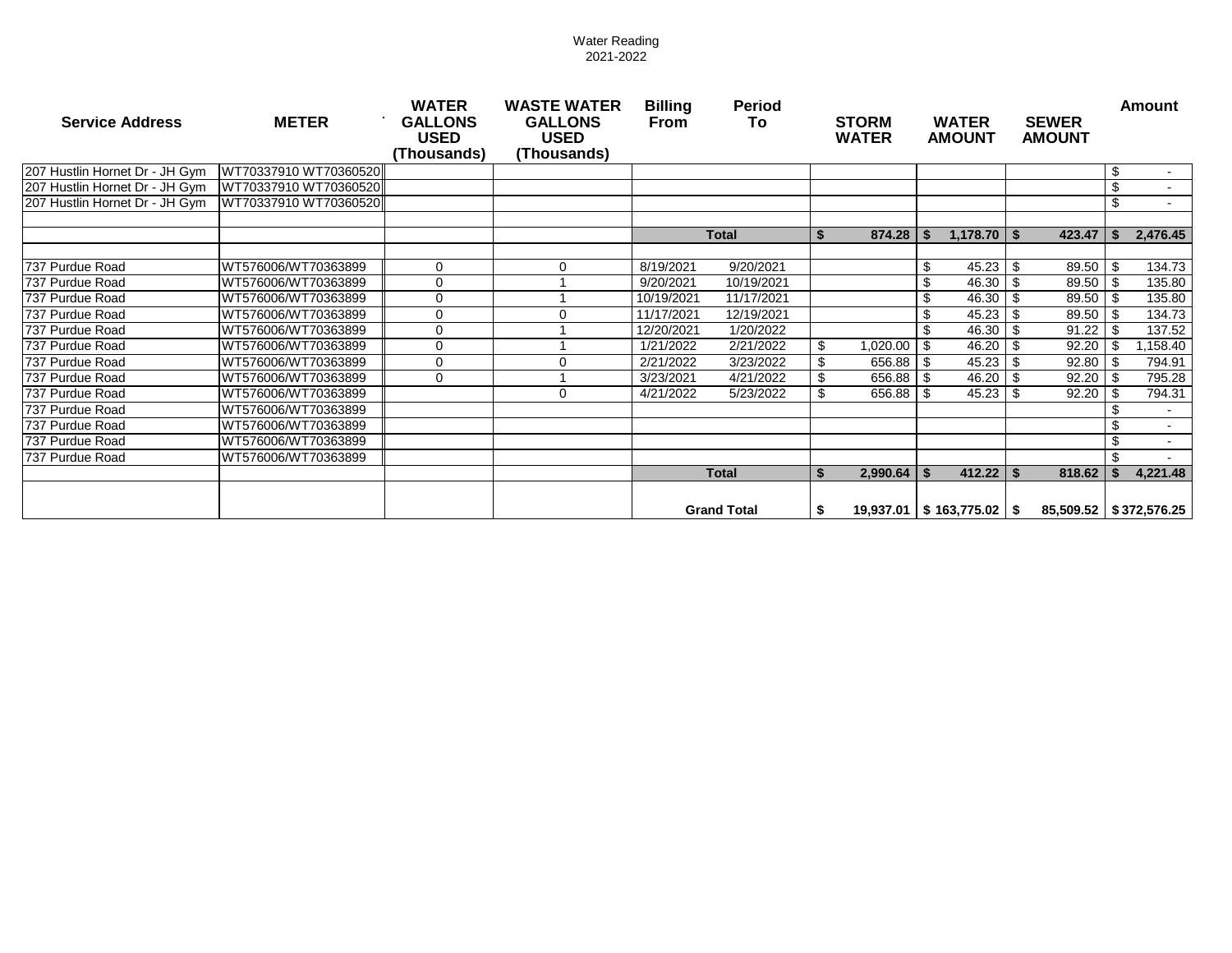Water Reading
2021-2022

| Service Address | METER | WATER GALLONS USED (Thousands) | WASTE WATER GALLONS USED (Thousands) | Billing From | Period To | STORM WATER | WATER AMOUNT | SEWER AMOUNT | Amount |
|---|---|---|---|---|---|---|---|---|---|
| 207 Hustlin Hornet Dr - JH Gym | WT70337910 WT70360520 | | | | | | | | $ - |
| 207 Hustlin Hornet Dr - JH Gym | WT70337910 WT70360520 | | | | | | | | $ - |
| 207 Hustlin Hornet Dr - JH Gym | WT70337910 WT70360520 | | | | | | | | $ - |
| | | | | | | | | | |
| | | | | | **Total** | **$ 874.28** | **$ 1,178.70** | **$ 423.47** | **$ 2,476.45** |
| | | | | | | | | | |
| 737 Purdue Road | WT576006/WT70363899 | 0 | 0 | 8/19/2021 | 9/20/2021 | | $ 45.23 | $ 89.50 | $ 134.73 |
| 737 Purdue Road | WT576006/WT70363899 | 0 | 1 | 9/20/2021 | 10/19/2021 | | $ 46.30 | $ 89.50 | $ 135.80 |
| 737 Purdue Road | WT576006/WT70363899 | 0 | 1 | 10/19/2021 | 11/17/2021 | | $ 46.30 | $ 89.50 | $ 135.80 |
| 737 Purdue Road | WT576006/WT70363899 | 0 | 0 | 11/17/2021 | 12/19/2021 | | $ 45.23 | $ 89.50 | $ 134.73 |
| 737 Purdue Road | WT576006/WT70363899 | 0 | 1 | 12/20/2021 | 1/20/2022 | | $ 46.30 | $ 91.22 | $ 137.52 |
| 737 Purdue Road | WT576006/WT70363899 | 0 | 1 | 1/21/2022 | 2/21/2022 | $ 1,020.00 | $ 46.20 | $ 92.20 | $ 1,158.40 |
| 737 Purdue Road | WT576006/WT70363899 | 0 | 0 | 2/21/2022 | 3/23/2022 | $ 656.88 | $ 45.23 | $ 92.80 | $ 794.91 |
| 737 Purdue Road | WT576006/WT70363899 | 0 | 1 | 3/23/2021 | 4/21/2022 | $ 656.88 | $ 46.20 | $ 92.20 | $ 795.28 |
| 737 Purdue Road | WT576006/WT70363899 | | 0 | 4/21/2022 | 5/23/2022 | $ 656.88 | $ 45.23 | $ 92.20 | $ 794.31 |
| 737 Purdue Road | WT576006/WT70363899 | | | | | | | | $ - |
| 737 Purdue Road | WT576006/WT70363899 | | | | | | | | $ - |
| 737 Purdue Road | WT576006/WT70363899 | | | | | | | | $ - |
| 737 Purdue Road | WT576006/WT70363899 | | | | | | | | $ - |
| | | | | | **Total** | **$ 2,990.64** | **$ 412.22** | **$ 818.62** | **$ 4,221.48** |
| | | | | | **Grand Total** | **$ 19,937.01** | **$ 163,775.02** | **$ 85,509.52** | **$ 372,576.25** |